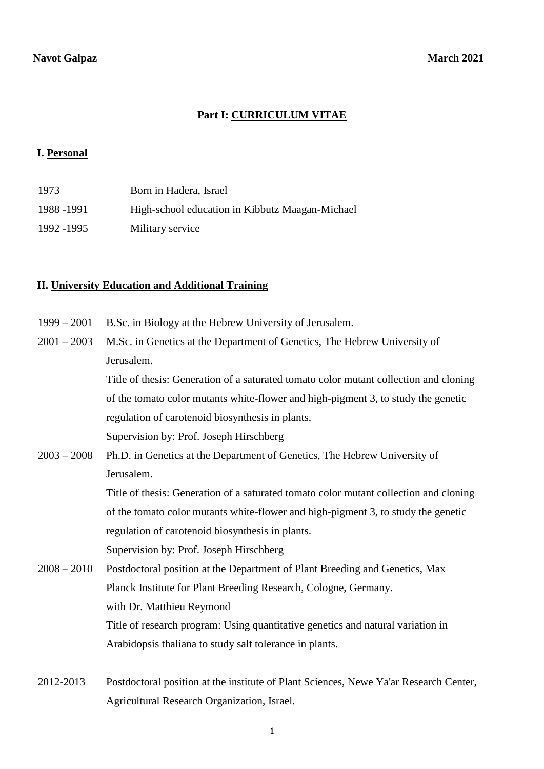**Navot Galpaz** **March 2021**

# Part I: CURRICULUM VITAE

## I. Personal

| | |
|---|---|
| 1973 | Born in Hadera, Israel |
| 1988 -1991 | High-school education in Kibbutz Maagan-Michael |
| 1992 -1995 | Military service |

## II. University Education and Additional Training

1999 – 2001 B.Sc. in Biology at the Hebrew University of Jerusalem.

2001 – 2003 M.Sc. in Genetics at the Department of Genetics, The Hebrew University of Jerusalem.
Title of thesis: Generation of a saturated tomato color mutant collection and cloning of the tomato color mutants white-flower and high-pigment 3, to study the genetic regulation of carotenoid biosynthesis in plants.
Supervision by: Prof. Joseph Hirschberg

2003 – 2008 Ph.D. in Genetics at the Department of Genetics, The Hebrew University of Jerusalem.
Title of thesis: Generation of a saturated tomato color mutant collection and cloning of the tomato color mutants white-flower and high-pigment 3, to study the genetic regulation of carotenoid biosynthesis in plants.
Supervision by: Prof. Joseph Hirschberg

2008 – 2010 Postdoctoral position at the Department of Plant Breeding and Genetics, Max Planck Institute for Plant Breeding Research, Cologne, Germany.
with Dr. Matthieu Reymond
Title of research program: Using quantitative genetics and natural variation in Arabidopsis thaliana to study salt tolerance in plants.

2012-2013 Postdoctoral position at the institute of Plant Sciences, Newe Ya'ar Research Center, Agricultural Research Organization, Israel.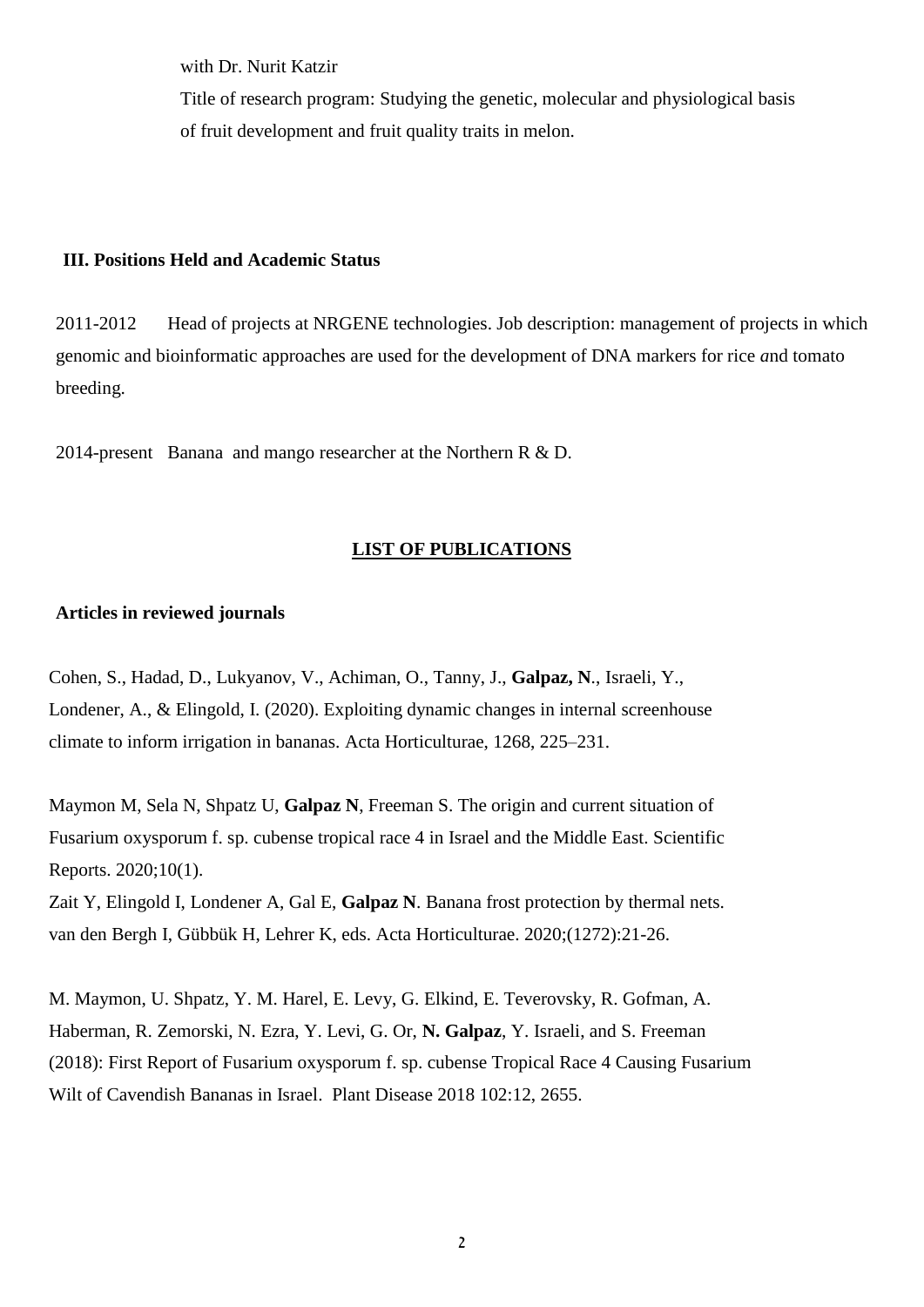with Dr. Nurit Katzir

Title of research program: Studying the genetic, molecular and physiological basis of fruit development and fruit quality traits in melon.

## III. Positions Held and Academic Status

2011-2012 Head of projects at NRGENE technologies. Job description: management of projects in which genomic and bioinformatic approaches are used for the development of DNA markers for rice *a*nd tomato breeding.

2014-present Banana and mango researcher at the Northern R & D.

## LIST OF PUBLICATIONS

### Articles in reviewed journals

Cohen, S., Hadad, D., Lukyanov, V., Achiman, O., Tanny, J., **Galpaz, N**., Israeli, Y., Londener, A., & Elingold, I. (2020). Exploiting dynamic changes in internal screenhouse climate to inform irrigation in bananas. Acta Horticulturae, 1268, 225–231.

Maymon M, Sela N, Shpatz U, **Galpaz N**, Freeman S. The origin and current situation of Fusarium oxysporum f. sp. cubense tropical race 4 in Israel and the Middle East. Scientific Reports. 2020;10(1).

Zait Y, Elingold I, Londener A, Gal E, **Galpaz N**. Banana frost protection by thermal nets. van den Bergh I, Gübbük H, Lehrer K, eds. Acta Horticulturae. 2020;(1272):21-26.

M. Maymon, U. Shpatz, Y. M. Harel, E. Levy, G. Elkind, E. Teverovsky, R. Gofman, A. Haberman, R. Zemorski, N. Ezra, Y. Levi, G. Or, **N. Galpaz**, Y. Israeli, and S. Freeman (2018): First Report of Fusarium oxysporum f. sp. cubense Tropical Race 4 Causing Fusarium Wilt of Cavendish Bananas in Israel. Plant Disease 2018 102:12, 2655.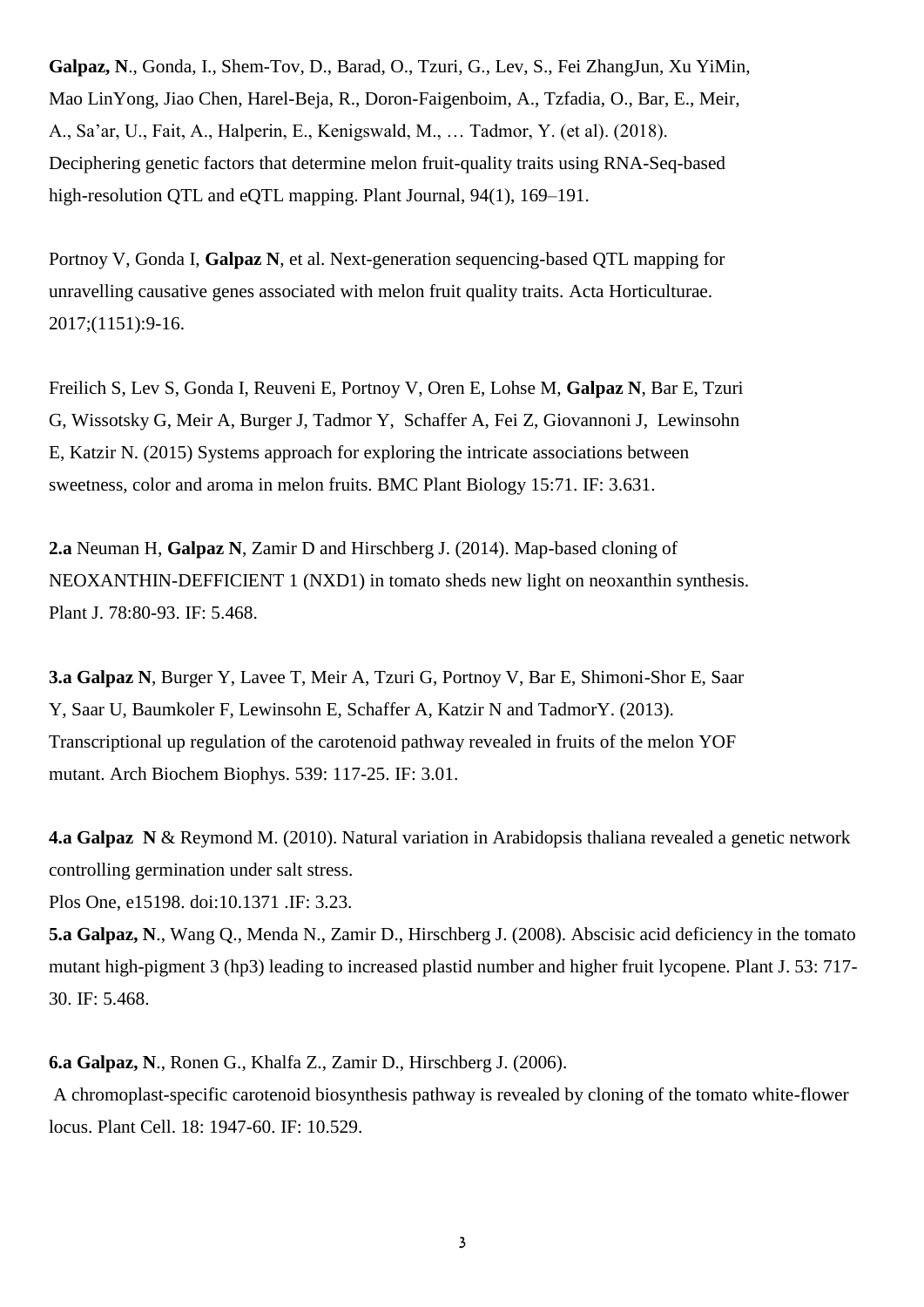**Galpaz, N**., Gonda, I., Shem-Tov, D., Barad, O., Tzuri, G., Lev, S., Fei ZhangJun, Xu YiMin, Mao LinYong, Jiao Chen, Harel-Beja, R., Doron-Faigenboim, A., Tzfadia, O., Bar, E., Meir, A., Sa'ar, U., Fait, A., Halperin, E., Kenigswald, M., … Tadmor, Y. (et al). (2018). Deciphering genetic factors that determine melon fruit-quality traits using RNA-Seq-based high-resolution QTL and eQTL mapping. Plant Journal, 94(1), 169–191.

Portnoy V, Gonda I, **Galpaz N**, et al. Next-generation sequencing-based QTL mapping for unravelling causative genes associated with melon fruit quality traits. Acta Horticulturae. 2017;(1151):9-16.

Freilich S, Lev S, Gonda I, Reuveni E, Portnoy V, Oren E, Lohse M, **Galpaz N**, Bar E, Tzuri G, Wissotsky G, Meir A, Burger J, Tadmor Y, Schaffer A, Fei Z, Giovannoni J, Lewinsohn E, Katzir N. (2015) Systems approach for exploring the intricate associations between sweetness, color and aroma in melon fruits. BMC Plant Biology 15:71. IF: 3.631.

**2.a** Neuman H, **Galpaz N**, Zamir D and Hirschberg J. (2014). Map-based cloning of NEOXANTHIN-DEFFICIENT 1 (NXD1) in tomato sheds new light on neoxanthin synthesis. Plant J. 78:80-93. IF: 5.468.

**3.a Galpaz N**, Burger Y, Lavee T, Meir A, Tzuri G, Portnoy V, Bar E, Shimoni-Shor E, Saar Y, Saar U, Baumkoler F, Lewinsohn E, Schaffer A, Katzir N and TadmorY. (2013). Transcriptional up regulation of the carotenoid pathway revealed in fruits of the melon YOF mutant. Arch Biochem Biophys. 539: 117-25. IF: 3.01.

**4.a Galpaz N** & Reymond M. (2010). Natural variation in Arabidopsis thaliana revealed a genetic network controlling germination under salt stress.
Plos One, e15198. doi:10.1371 .IF: 3.23.

**5.a Galpaz, N**., Wang Q., Menda N., Zamir D., Hirschberg J. (2008). Abscisic acid deficiency in the tomato mutant high-pigment 3 (hp3) leading to increased plastid number and higher fruit lycopene. Plant J. 53: 717-30. IF: 5.468.

**6.a Galpaz, N**., Ronen G., Khalfa Z., Zamir D., Hirschberg J. (2006).
A chromoplast-specific carotenoid biosynthesis pathway is revealed by cloning of the tomato white-flower locus. Plant Cell. 18: 1947-60. IF: 10.529.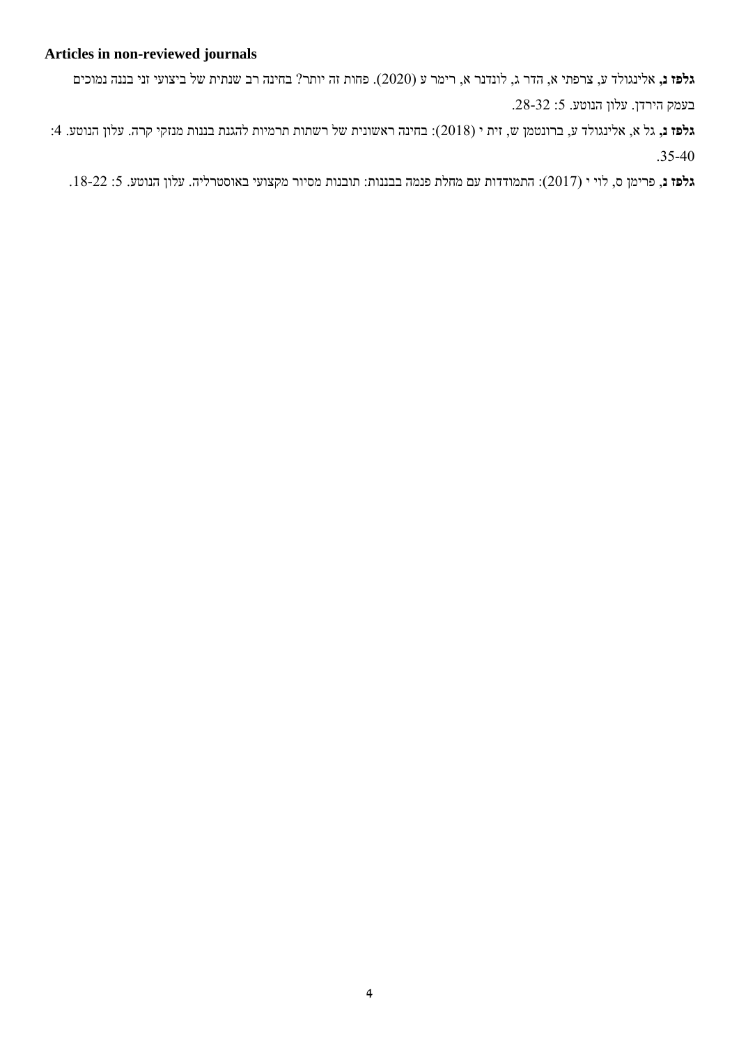## Articles in non-reviewed journals

**גלפז נ,** אלינגולד ע, צרפתי א, הדר ג, לונדנר א, רימר ע (2020). פחות זה יותר? בחינה רב שנתית של ביצועי זני בננה נמוכים בעמק הירדן. עלון הנוטע. 5: 28-32.

**גלפז נ,** גל א, אלינגולד ע, ברונטמן ש, זית י (2018): בחינה ראשונית של רשתות תרמיות להגנת בננות מנזקי קרה. עלון הנוטע. 4: 35-40.

**גלפז נ**, פרימן ס, לוי י (2017): התמודדות עם מחלת פנמה בבננות: תובנות מסיור מקצועי באוסטרליה. עלון הנוטע. 5: 18-22.